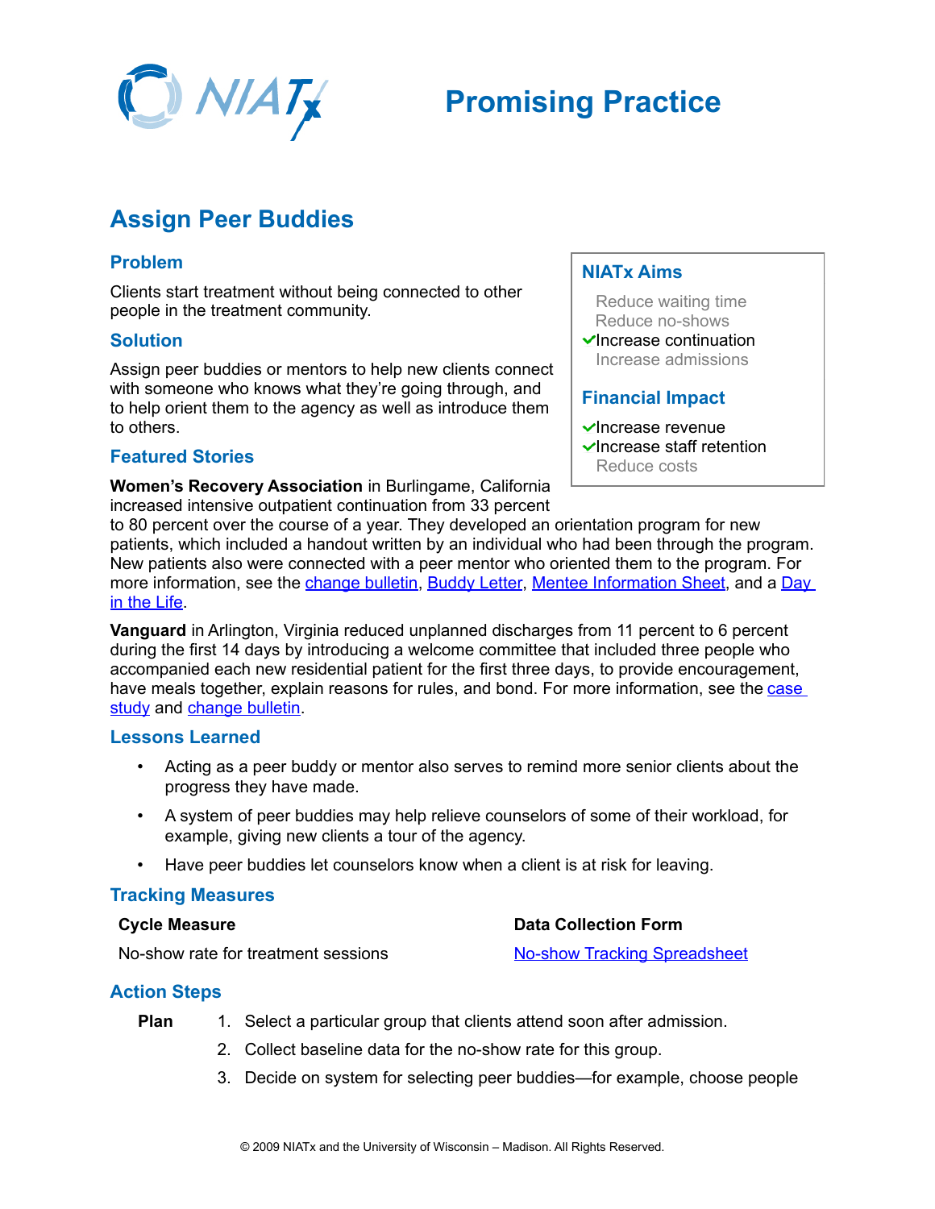# Promising Practice

## Assign Peer Buddies

### Problem

Clients start treatment without being connected to other people in the treatment community.

### Solution

Assign peer buddies or mentors to help new clients connect with someone who knows what they're going through, and to help orient them to the agency as well as introduce them to others.

### NIATx Aims

- Reduce waiting time
- Reduce no-shows
- ✓ Increase continuation
- Increase admissions

### Financial Impact

- ✓ Increase revenue
- ✓ Increase staff retention
- Reduce costs

### Featured Stories

**Women's Recovery Association** in Burlingame, California increased intensive outpatient continuation from 33 percent to 80 percent over the course of a year. They developed an orientation program for new patients, which included a handout written by an individual who had been through the program. New patients also were connected with a peer mentor who oriented them to the program. For more information, see the change bulletin, Buddy Letter, Mentee Information Sheet, and a Day in the Life.

**Vanguard** in Arlington, Virginia reduced unplanned discharges from 11 percent to 6 percent during the first 14 days by introducing a welcome committee that included three people who accompanied each new residential patient for the first three days, to provide encouragement, have meals together, explain reasons for rules, and bond. For more information, see the case study and change bulletin.

### Lessons Learned

- Acting as a peer buddy or mentor also serves to remind more senior clients about the progress they have made.
- A system of peer buddies may help relieve counselors of some of their workload, for example, giving new clients a tour of the agency.
- Have peer buddies let counselors know when a client is at risk for leaving.

### Tracking Measures

| Cycle Measure | Data Collection Form |
| --- | --- |
| No-show rate for treatment sessions | No-show Tracking Spreadsheet |

### Action Steps

**Plan**

1. Select a particular group that clients attend soon after admission.
2. Collect baseline data for the no-show rate for this group.
3. Decide on system for selecting peer buddies—for example, choose people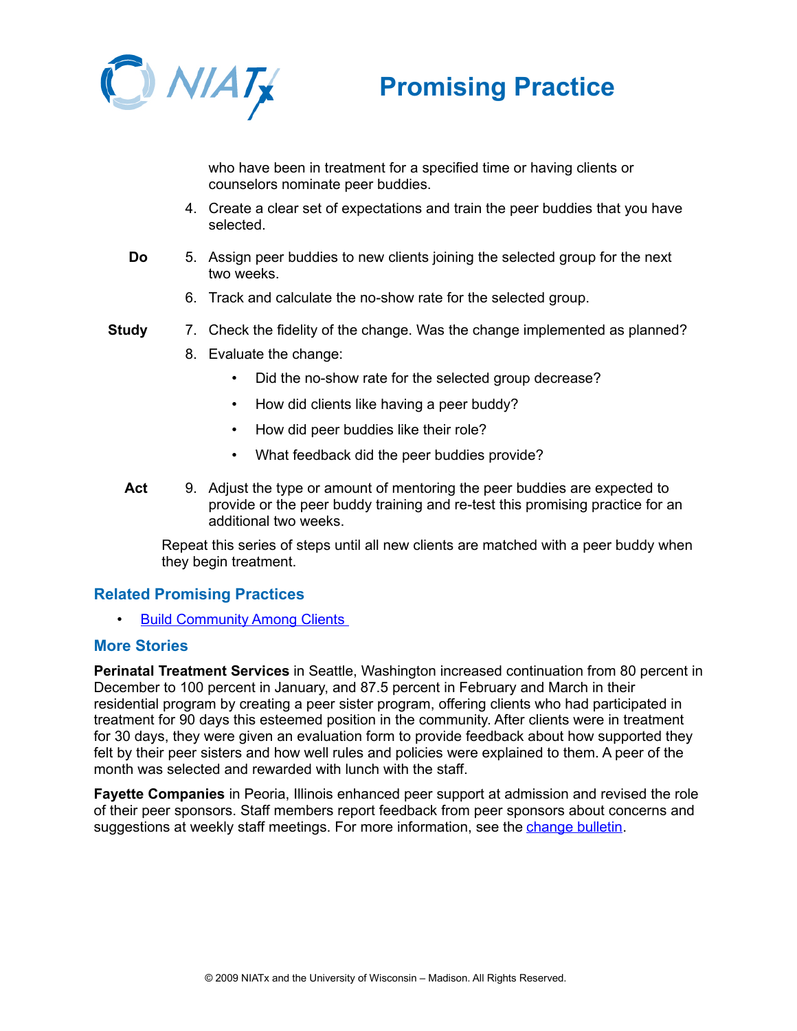who have been in treatment for a specified time or having clients or counselors nominate peer buddies.

4. Create a clear set of expectations and train the peer buddies that you have selected.

**Do**

5. Assign peer buddies to new clients joining the selected group for the next two weeks.
6. Track and calculate the no-show rate for the selected group.

**Study**

7. Check the fidelity of the change. Was the change implemented as planned?
8. Evaluate the change:
   - Did the no-show rate for the selected group decrease?
   - How did clients like having a peer buddy?
   - How did peer buddies like their role?
   - What feedback did the peer buddies provide?

**Act**

9. Adjust the type or amount of mentoring the peer buddies are expected to provide or the peer buddy training and re-test this promising practice for an additional two weeks.

Repeat this series of steps until all new clients are matched with a peer buddy when they begin treatment.

## Related Promising Practices

- Build Community Among Clients

## More Stories

**Perinatal Treatment Services** in Seattle, Washington increased continuation from 80 percent in December to 100 percent in January, and 87.5 percent in February and March in their residential program by creating a peer sister program, offering clients who had participated in treatment for 90 days this esteemed position in the community. After clients were in treatment for 30 days, they were given an evaluation form to provide feedback about how supported they felt by their peer sisters and how well rules and policies were explained to them. A peer of the month was selected and rewarded with lunch with the staff.

**Fayette Companies** in Peoria, Illinois enhanced peer support at admission and revised the role of their peer sponsors. Staff members report feedback from peer sponsors about concerns and suggestions at weekly staff meetings. For more information, see the change bulletin.